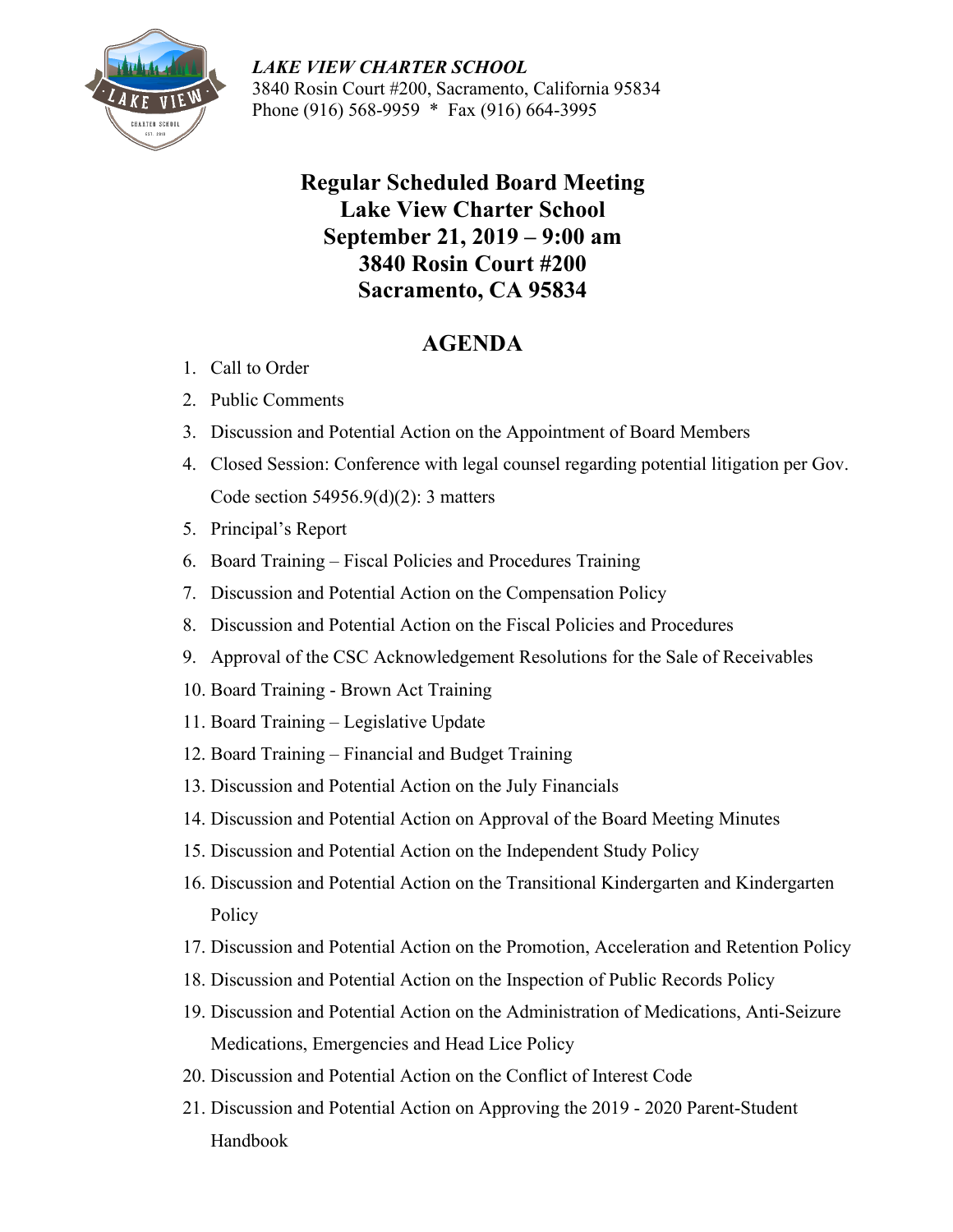*LAKE VIEW CHARTER SCHOOL*
3840 Rosin Court #200, Sacramento, California 95834
Phone (916) 568-9959 * Fax (916) 664-3995

# Regular Scheduled Board Meeting
# Lake View Charter School
# September 21, 2019 – 9:00 am
# 3840 Rosin Court #200
# Sacramento, CA 95834

## AGENDA

1. Call to Order
2. Public Comments
3. Discussion and Potential Action on the Appointment of Board Members
4. Closed Session: Conference with legal counsel regarding potential litigation per Gov. Code section 54956.9(d)(2): 3 matters
5. Principal's Report
6. Board Training – Fiscal Policies and Procedures Training
7. Discussion and Potential Action on the Compensation Policy
8. Discussion and Potential Action on the Fiscal Policies and Procedures
9. Approval of the CSC Acknowledgement Resolutions for the Sale of Receivables
10. Board Training - Brown Act Training
11. Board Training – Legislative Update
12. Board Training – Financial and Budget Training
13. Discussion and Potential Action on the July Financials
14. Discussion and Potential Action on Approval of the Board Meeting Minutes
15. Discussion and Potential Action on the Independent Study Policy
16. Discussion and Potential Action on the Transitional Kindergarten and Kindergarten Policy
17. Discussion and Potential Action on the Promotion, Acceleration and Retention Policy
18. Discussion and Potential Action on the Inspection of Public Records Policy
19. Discussion and Potential Action on the Administration of Medications, Anti-Seizure Medications, Emergencies and Head Lice Policy
20. Discussion and Potential Action on the Conflict of Interest Code
21. Discussion and Potential Action on Approving the 2019 - 2020 Parent-Student Handbook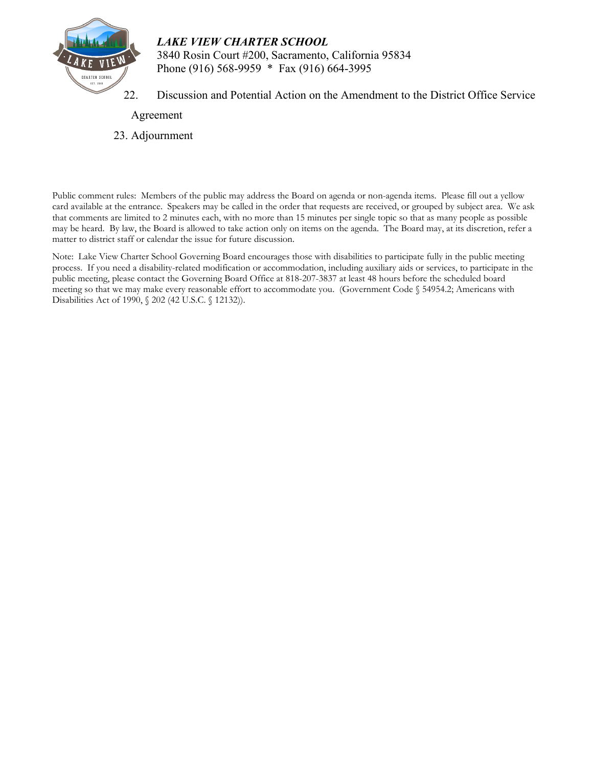***LAKE VIEW CHARTER SCHOOL***
3840 Rosin Court #200, Sacramento, California 95834
Phone (916) 568-9959 * Fax (916) 664-3995

22. Discussion and Potential Action on the Amendment to the District Office Service Agreement

23. Adjournment

Public comment rules: Members of the public may address the Board on agenda or non-agenda items. Please fill out a yellow card available at the entrance. Speakers may be called in the order that requests are received, or grouped by subject area. We ask that comments are limited to 2 minutes each, with no more than 15 minutes per single topic so that as many people as possible may be heard. By law, the Board is allowed to take action only on items on the agenda. The Board may, at its discretion, refer a matter to district staff or calendar the issue for future discussion.

Note: Lake View Charter School Governing Board encourages those with disabilities to participate fully in the public meeting process. If you need a disability-related modification or accommodation, including auxiliary aids or services, to participate in the public meeting, please contact the Governing Board Office at 818-207-3837 at least 48 hours before the scheduled board meeting so that we may make every reasonable effort to accommodate you. (Government Code § 54954.2; Americans with Disabilities Act of 1990, § 202 (42 U.S.C. § 12132)).